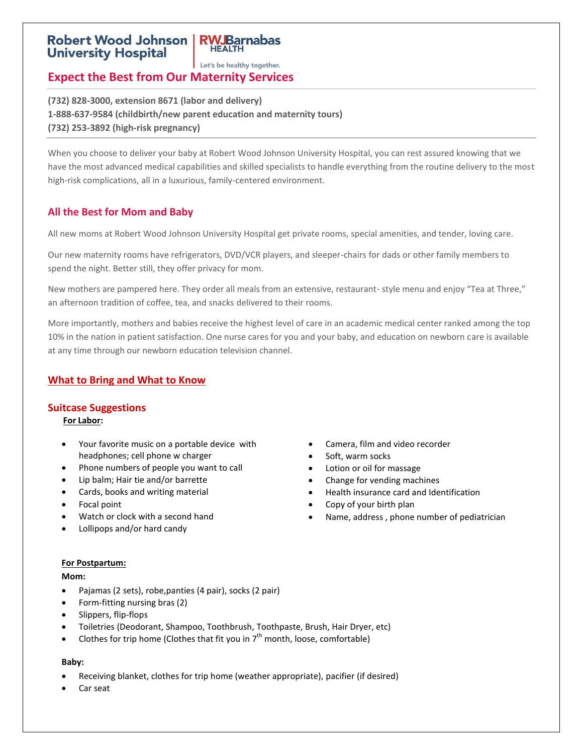Robert Wood Johnson University Hospital | RWJBarnabas HEALTH

Let's be healthy together.

# Expect the Best from Our Maternity Services

**(732) 828-3000, extension 8671 (labor and delivery)**
**1-888-637-9584 (childbirth/new parent education and maternity tours)**
**(732) 253-3892 (high-risk pregnancy)**

When you choose to deliver your baby at Robert Wood Johnson University Hospital, you can rest assured knowing that we have the most advanced medical capabilities and skilled specialists to handle everything from the routine delivery to the most high-risk complications, all in a luxurious, family-centered environment.

## All the Best for Mom and Baby

All new moms at Robert Wood Johnson University Hospital get private rooms, special amenities, and tender, loving care.

Our new maternity rooms have refrigerators, DVD/VCR players, and sleeper-chairs for dads or other family members to spend the night. Better still, they offer privacy for mom.

New mothers are pampered here. They order all meals from an extensive, restaurant- style menu and enjoy "Tea at Three," an afternoon tradition of coffee, tea, and snacks delivered to their rooms.

More importantly, mothers and babies receive the highest level of care in an academic medical center ranked among the top 10% in the nation in patient satisfaction. One nurse cares for you and your baby, and education on newborn care is available at any time through our newborn education television channel.

## What to Bring and What to Know

### Suitcase Suggestions

**For Labor:**

- Your favorite music on a portable device with headphones; cell phone w charger
- Phone numbers of people you want to call
- Lip balm; Hair tie and/or barrette
- Cards, books and writing material
- Focal point
- Watch or clock with a second hand
- Lollipops and/or hard candy
- Camera, film and video recorder
- Soft, warm socks
- Lotion or oil for massage
- Change for vending machines
- Health insurance card and Identification
- Copy of your birth plan
- Name, address , phone number of pediatrician

**For Postpartum:**

**Mom:**

- Pajamas (2 sets), robe,panties (4 pair), socks (2 pair)
- Form-fitting nursing bras (2)
- Slippers, flip-flops
- Toiletries (Deodorant, Shampoo, Toothbrush, Toothpaste, Brush, Hair Dryer, etc)
- Clothes for trip home (Clothes that fit you in 7th month, loose, comfortable)

**Baby:**

- Receiving blanket, clothes for trip home (weather appropriate), pacifier (if desired)
- Car seat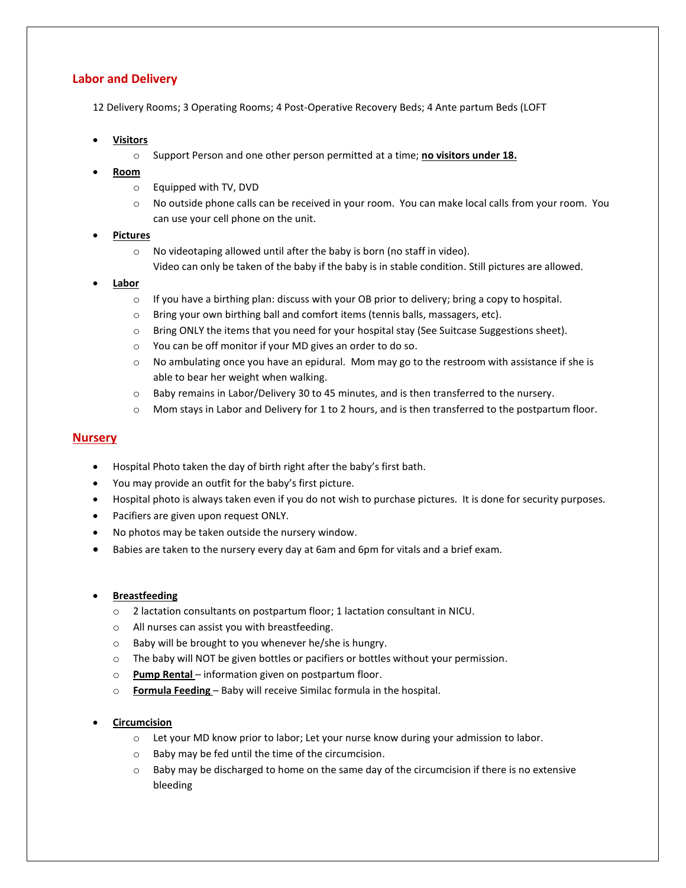## Labor and Delivery

12 Delivery Rooms; 3 Operating Rooms; 4 Post-Operative Recovery Beds; 4 Ante partum Beds (LOFT

- **Visitors**
  - Support Person and one other person permitted at a time; **no visitors under 18.**
- **Room**
  - Equipped with TV, DVD
  - No outside phone calls can be received in your room. You can make local calls from your room. You can use your cell phone on the unit.
- **Pictures**
  - No videotaping allowed until after the baby is born (no staff in video).
    Video can only be taken of the baby if the baby is in stable condition. Still pictures are allowed.
- **Labor**
  - If you have a birthing plan: discuss with your OB prior to delivery; bring a copy to hospital.
  - Bring your own birthing ball and comfort items (tennis balls, massagers, etc).
  - Bring ONLY the items that you need for your hospital stay (See Suitcase Suggestions sheet).
  - You can be off monitor if your MD gives an order to do so.
  - No ambulating once you have an epidural. Mom may go to the restroom with assistance if she is able to bear her weight when walking.
  - Baby remains in Labor/Delivery 30 to 45 minutes, and is then transferred to the nursery.
  - Mom stays in Labor and Delivery for 1 to 2 hours, and is then transferred to the postpartum floor.

## Nursery

- Hospital Photo taken the day of birth right after the baby's first bath.
- You may provide an outfit for the baby's first picture.
- Hospital photo is always taken even if you do not wish to purchase pictures. It is done for security purposes.
- Pacifiers are given upon request ONLY.
- No photos may be taken outside the nursery window.
- Babies are taken to the nursery every day at 6am and 6pm for vitals and a brief exam.

- **Breastfeeding**
  - 2 lactation consultants on postpartum floor; 1 lactation consultant in NICU.
  - All nurses can assist you with breastfeeding.
  - Baby will be brought to you whenever he/she is hungry.
  - The baby will NOT be given bottles or pacifiers or bottles without your permission.
  - **Pump Rental** – information given on postpartum floor.
  - **Formula Feeding** – Baby will receive Similac formula in the hospital.

- **Circumcision**
  - Let your MD know prior to labor; Let your nurse know during your admission to labor.
  - Baby may be fed until the time of the circumcision.
  - Baby may be discharged to home on the same day of the circumcision if there is no extensive bleeding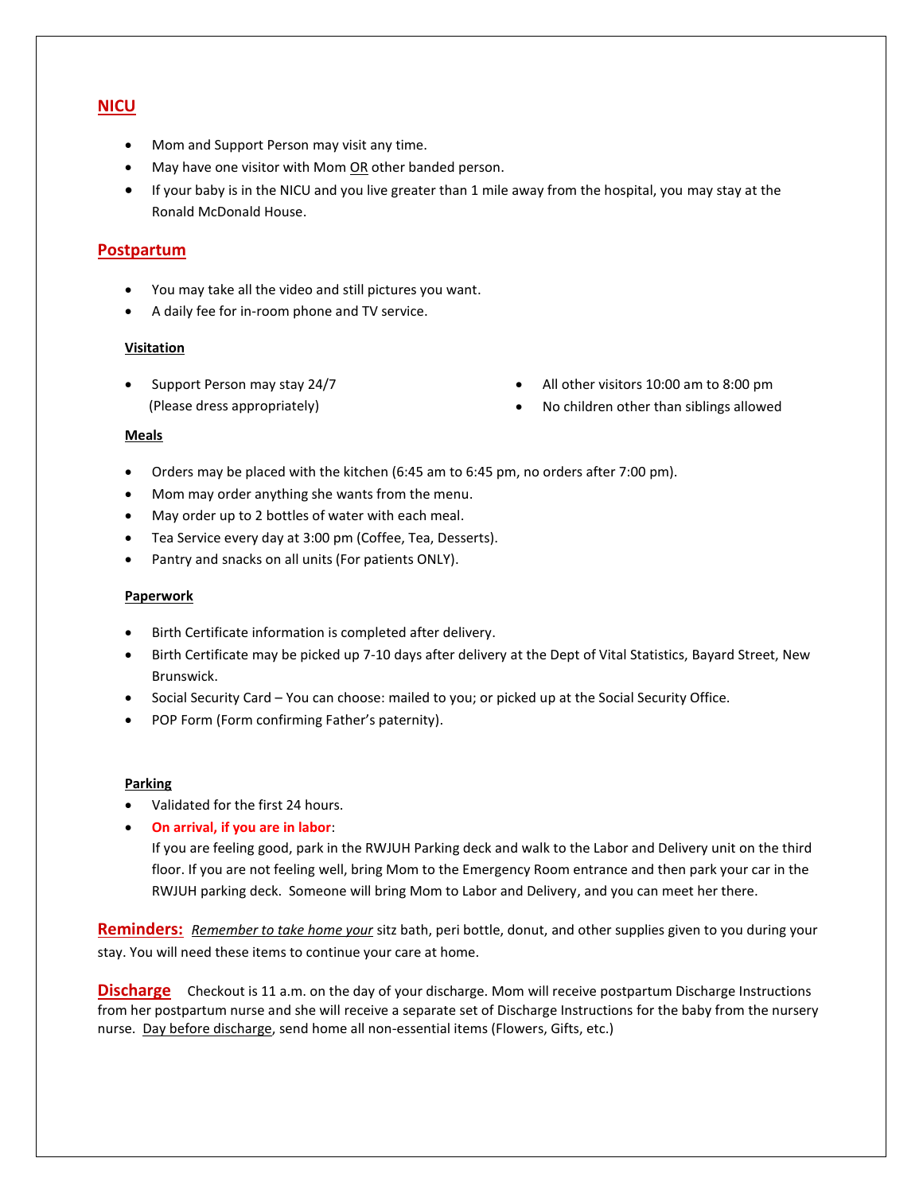## NICU

- Mom and Support Person may visit any time.
- May have one visitor with Mom OR other banded person.
- If your baby is in the NICU and you live greater than 1 mile away from the hospital, you may stay at the Ronald McDonald House.

## Postpartum

- You may take all the video and still pictures you want.
- A daily fee for in-room phone and TV service.

### Visitation

- Support Person may stay 24/7 (Please dress appropriately)
- All other visitors 10:00 am to 8:00 pm
- No children other than siblings allowed

### Meals

- Orders may be placed with the kitchen (6:45 am to 6:45 pm, no orders after 7:00 pm).
- Mom may order anything she wants from the menu.
- May order up to 2 bottles of water with each meal.
- Tea Service every day at 3:00 pm (Coffee, Tea, Desserts).
- Pantry and snacks on all units (For patients ONLY).

### Paperwork

- Birth Certificate information is completed after delivery.
- Birth Certificate may be picked up 7-10 days after delivery at the Dept of Vital Statistics, Bayard Street, New Brunswick.
- Social Security Card – You can choose: mailed to you; or picked up at the Social Security Office.
- POP Form (Form confirming Father's paternity).

### Parking

- Validated for the first 24 hours.
- **On arrival, if you are in labor**:
  If you are feeling good, park in the RWJUH Parking deck and walk to the Labor and Delivery unit on the third floor. If you are not feeling well, bring Mom to the Emergency Room entrance and then park your car in the RWJUH parking deck. Someone will bring Mom to Labor and Delivery, and you can meet her there.

**Reminders:** *Remember to take home your* sitz bath, peri bottle, donut, and other supplies given to you during your stay. You will need these items to continue your care at home.

**Discharge** Checkout is 11 a.m. on the day of your discharge. Mom will receive postpartum Discharge Instructions from her postpartum nurse and she will receive a separate set of Discharge Instructions for the baby from the nursery nurse. Day before discharge, send home all non-essential items (Flowers, Gifts, etc.)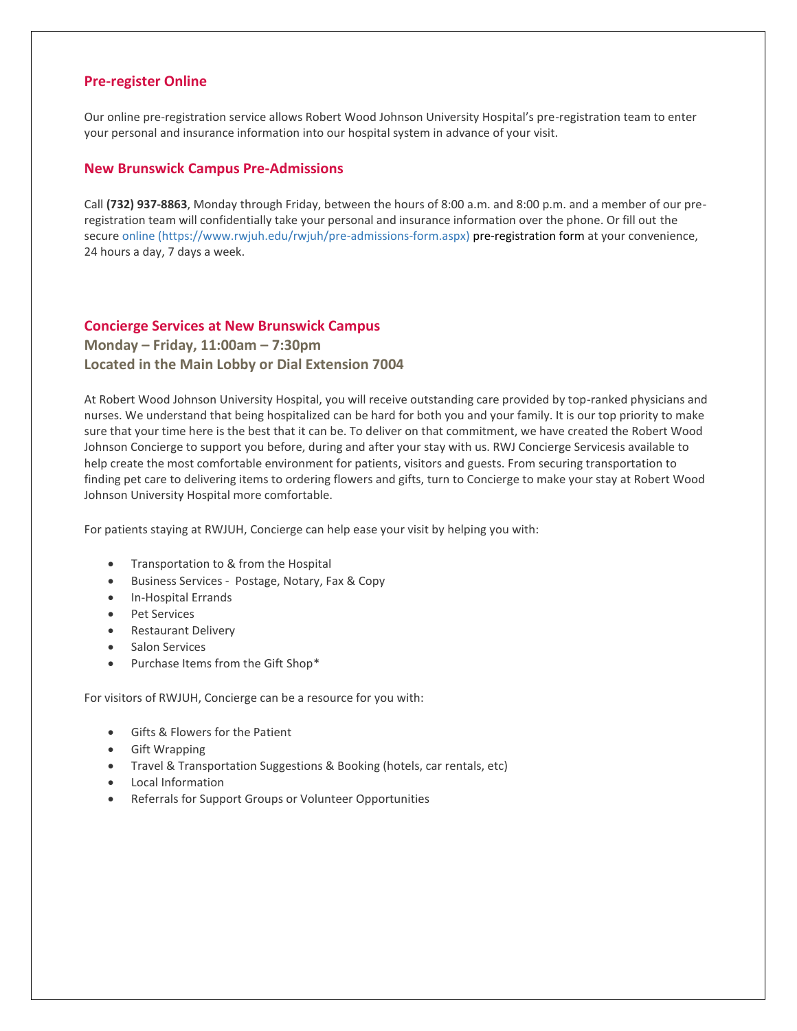## Pre-register Online

Our online pre-registration service allows Robert Wood Johnson University Hospital's pre-registration team to enter your personal and insurance information into our hospital system in advance of your visit.

## New Brunswick Campus Pre-Admissions

Call **(732) 937-8863**, Monday through Friday, between the hours of 8:00 a.m. and 8:00 p.m. and a member of our pre-registration team will confidentially take your personal and insurance information over the phone. Or fill out the secure online (https://www.rwjuh.edu/rwjuh/pre-admissions-form.aspx) pre-registration form at your convenience, 24 hours a day, 7 days a week.

## Concierge Services at New Brunswick Campus

### Monday – Friday, 11:00am – 7:30pm
### Located in the Main Lobby or Dial Extension 7004

At Robert Wood Johnson University Hospital, you will receive outstanding care provided by top-ranked physicians and nurses. We understand that being hospitalized can be hard for both you and your family. It is our top priority to make sure that your time here is the best that it can be. To deliver on that commitment, we have created the Robert Wood Johnson Concierge to support you before, during and after your stay with us. RWJ Concierge Servicesis available to help create the most comfortable environment for patients, visitors and guests. From securing transportation to finding pet care to delivering items to ordering flowers and gifts, turn to Concierge to make your stay at Robert Wood Johnson University Hospital more comfortable.

For patients staying at RWJUH, Concierge can help ease your visit by helping you with:

- Transportation to & from the Hospital
- Business Services - Postage, Notary, Fax & Copy
- In-Hospital Errands
- Pet Services
- Restaurant Delivery
- Salon Services
- Purchase Items from the Gift Shop*

For visitors of RWJUH, Concierge can be a resource for you with:

- Gifts & Flowers for the Patient
- Gift Wrapping
- Travel & Transportation Suggestions & Booking (hotels, car rentals, etc)
- Local Information
- Referrals for Support Groups or Volunteer Opportunities